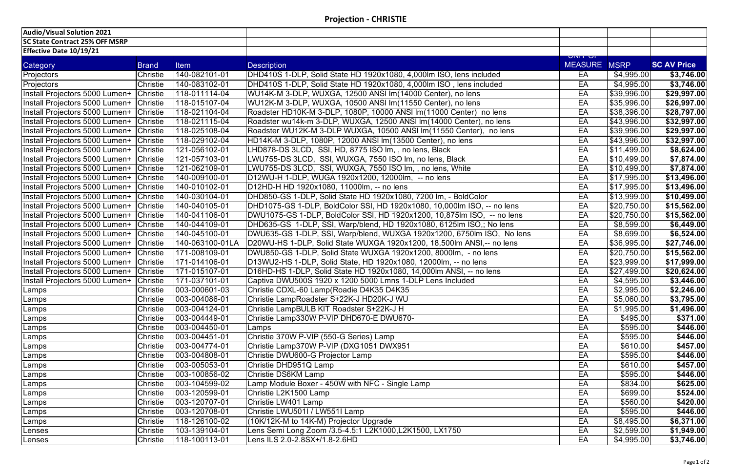# Projection - CHRISTIE

| Audio/Visual Solution 2021 | | | | | | |
|---|---|---|---|---|---|---|
| **SC State Contract 25% OFF MSRP** | | | | | | |
| **Effective Date 10/19/21** | | | | | | |
| Category | Brand | Item | Description | UNIT OF MEASURE | MSRP | SC AV Price |
| Projectors | Christie | 140-082101-01 | DHD410S 1-DLP, Solid State HD 1920x1080, 4,000lm ISO, lens included | EA | $4,995.00 | **$3,746.00** |
| Projectors | Christie | 140-083102-01 | DHD410S 1-DLP, Solid State HD 1920x1080, 4,000lm ISO , lens included | EA | $4,995.00 | **$3,746.00** |
| Install Projectors 5000 Lumen+ | Christie | 118-011114-04 | WU14K-M 3-DLP, WUXGA, 12500 ANSI lm(14000 Center), no lens | EA | $39,996.00 | **$29,997.00** |
| Install Projectors 5000 Lumen+ | Christie | 118-015107-04 | WU12K-M 3-DLP, WUXGA, 10500 ANSI lm(11550 Center), no lens | EA | $35,996.00 | **$26,997.00** |
| Install Projectors 5000 Lumen+ | Christie | 118-021104-04 | Roadster HD10K-M 3-DLP, 1080P, 10000 ANSI lm(11000 Center) no lens | EA | $38,396.00 | **$28,797.00** |
| Install Projectors 5000 Lumen+ | Christie | 118-021115-04 | Roadster wu14k-m 3-DLP, WUXGA, 12500 ANSI lm(14000 Center), no lens | EA | $43,996.00 | **$32,997.00** |
| Install Projectors 5000 Lumen+ | Christie | 118-025108-04 | Roadster WU12K-M 3-DLP WUXGA, 10500 ANSI lm(11550 Center), no lens | EA | $39,996.00 | **$29,997.00** |
| Install Projectors 5000 Lumen+ | Christie | 118-029102-04 | HD14K-M 3-DLP, 1080P, 12000 ANSI lm(13500 Center), no lens | EA | $43,996.00 | **$32,997.00** |
| Install Projectors 5000 Lumen+ | Christie | 121-056102-01 | LHD878-DS 3LCD, SSI, HD, 8775 ISO lm, , no lens, Black | EA | $11,499.00 | **$8,624.00** |
| Install Projectors 5000 Lumen+ | Christie | 121-057103-01 | LWU755-DS 3LCD, SSI, WUXGA, 7550 ISO lm, no lens, Black | EA | $10,499.00 | **$7,874.00** |
| Install Projectors 5000 Lumen+ | Christie | 121-062109-01 | LWU755-DS 3LCD, SSI, WUXGA, 7550 ISO lm, , no lens, White | EA | $10,499.00 | **$7,874.00** |
| Install Projectors 5000 Lumen+ | Christie | 140-009100-01 | D12WU-H 1-DLP, WUGA 1920x1200, 12000lm, -- no lens | EA | $17,995.00 | **$13,496.00** |
| Install Projectors 5000 Lumen+ | Christie | 140-010102-01 | D12HD-H HD 1920x1080, 11000lm, -- no lens | EA | $17,995.00 | **$13,496.00** |
| Install Projectors 5000 Lumen+ | Christie | 140-030104-01 | DHD850-GS 1-DLP, Solid State HD 1920x1080, 7200 lm, - BoldColor | EA | $13,999.00 | **$10,499.00** |
| Install Projectors 5000 Lumen+ | Christie | 140-040105-01 | DHD1075-GS 1-DLP, BoldColor SSI, HD 1920x1080, 10,000lm ISO, -- no lens | EA | $20,750.00 | **$15,562.00** |
| Install Projectors 5000 Lumen+ | Christie | 140-041106-01 | DWU1075-GS 1-DLP, BoldColor SSI, HD 1920x1200, 10,875lm ISO, -- no lens | EA | $20,750.00 | **$15,562.00** |
| Install Projectors 5000 Lumen+ | Christie | 140-044109-01 | DHD635-GS 1-DLP, SSI, Warp/blend, HD 1920x1080, 6125lm ISO,; No lens | EA | $8,599.00 | **$6,449.00** |
| Install Projectors 5000 Lumen+ | Christie | 140-045100-01 | DWU635-GS 1-DLP, SSI, Warp/blend, WUXGA 1920x1200, 6750lm ISO, No lens | EA | $8,699.00 | **$6,524.00** |
| Install Projectors 5000 Lumen+ | Christie | 140-063100-01LA | D20WU-HS 1-DLP, Solid State WUXGA 1920x1200, 18,500lm ANSI,-- no lens | EA | $36,995.00 | **$27,746.00** |
| Install Projectors 5000 Lumen+ | Christie | 171-008109-01 | DWU850-GS 1-DLP, Solid State WUXGA 1920x1200, 8000lm, - no lens | EA | $20,750.00 | **$15,562.00** |
| Install Projectors 5000 Lumen+ | Christie | 171-014106-01 | D13WU2-HS 1-DLP, Solid State, HD 1920x1080, 12000lm, -- no lens | EA | $23,999.00 | **$17,999.00** |
| Install Projectors 5000 Lumen+ | Christie | 171-015107-01 | D16HD-HS 1-DLP, Solid State HD 1920x1080, 14,000lm ANSI, -- no lens | EA | $27,499.00 | **$20,624.00** |
| Install Projectors 5000 Lumen+ | Christie | 171-037101-01 | Captiva DWU500S 1920 x 1200 5000 Lmns 1-DLP Lens Included | EA | $4,595.00 | **$3,446.00** |
| Lamps | Christie | 003-000601-03 | Christie CDXL-60 Lamp(Roadie D4K35 D4K35 | EA | $2,995.00 | **$2,246.00** |
| Lamps | Christie | 003-004086-01 | Christie LampRoadster S+22K-J HD20K-J WU | EA | $5,060.00 | **$3,795.00** |
| Lamps | Christie | 003-004124-01 | Christie LampBULB KIT Roadster S+22K-J H | EA | $1,995.00 | **$1,496.00** |
| Lamps | Christie | 003-004449-01 | Christie Lamp330W P-VIP DHD670-E DWU670- | EA | $495.00 | **$371.00** |
| Lamps | Christie | 003-004450-01 | Lamps | EA | $595.00 | **$446.00** |
| Lamps | Christie | 003-004451-01 | Christie 370W P-VIP (550-G Series) Lamp | EA | $595.00 | **$446.00** |
| Lamps | Christie | 003-004774-01 | Christie Lamp370W P-VIP (DXG1051 DWX951 | EA | $610.00 | **$457.00** |
| Lamps | Christie | 003-004808-01 | Christie DWU600-G Projector Lamp | EA | $595.00 | **$446.00** |
| Lamps | Christie | 003-005053-01 | Christie DHD951Q Lamp | EA | $610.00 | **$457.00** |
| Lamps | Christie | 003-100856-02 | Christie DS6KM Lamp | EA | $595.00 | **$446.00** |
| Lamps | Christie | 003-104599-02 | Lamp Module Boxer - 450W with NFC - Single Lamp | EA | $834.00 | **$625.00** |
| Lamps | Christie | 003-120599-01 | Christie L2K1500 Lamp | EA | $699.00 | **$524.00** |
| Lamps | Christie | 003-120707-01 | Christie LW401 Lamp | EA | $560.00 | **$420.00** |
| Lamps | Christie | 003-120708-01 | Christie LWU501I / LW551I Lamp | EA | $595.00 | **$446.00** |
| Lamps | Christie | 118-126100-02 | (10K/12K-M to 14K-M) Projector Upgrade | EA | $8,495.00 | **$6,371.00** |
| Lenses | Christie | 103-139104-01 | Lens Semi Long Zoom /3.5-4.5:1 L2K1000,L2K1500, LX1750 | EA | $2,599.00 | **$1,949.00** |
| Lenses | Christie | 118-100113-01 | Lens ILS 2.0-2.8SX+/1.8-2.6HD | EA | $4,995.00 | **$3,746.00** |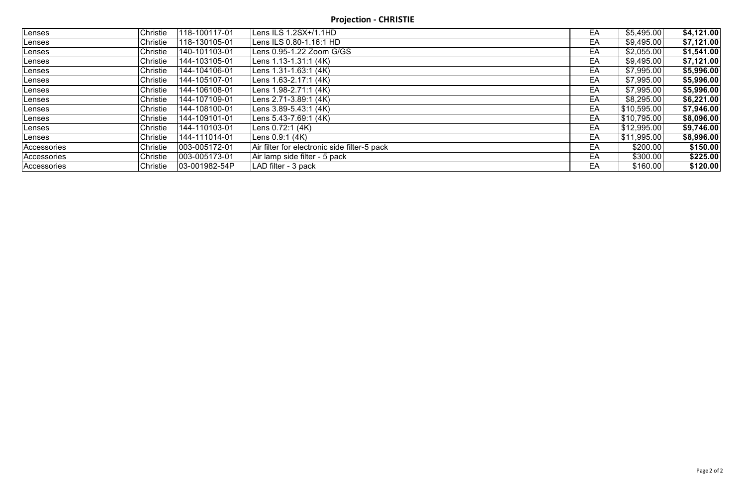## Projection - CHRISTIE

| Lenses | Christie | 118-100117-01 | Lens ILS 1.2SX+/1.1HD | EA | $5,495.00 | **$4,121.00** |
|---|---|---|---|---|---|---|
| Lenses | Christie | 118-130105-01 | Lens ILS 0.80-1.16:1 HD | EA | $9,495.00 | **$7,121.00** |
| Lenses | Christie | 140-101103-01 | Lens 0.95-1.22 Zoom G/GS | EA | $2,055.00 | **$1,541.00** |
| Lenses | Christie | 144-103105-01 | Lens 1.13-1.31:1 (4K) | EA | $9,495.00 | **$7,121.00** |
| Lenses | Christie | 144-104106-01 | Lens 1.31-1.63:1 (4K) | EA | $7,995.00 | **$5,996.00** |
| Lenses | Christie | 144-105107-01 | Lens 1.63-2.17:1 (4K) | EA | $7,995.00 | **$5,996.00** |
| Lenses | Christie | 144-106108-01 | Lens 1.98-2.71:1 (4K) | EA | $7,995.00 | **$5,996.00** |
| Lenses | Christie | 144-107109-01 | Lens 2.71-3.89:1 (4K) | EA | $8,295.00 | **$6,221.00** |
| Lenses | Christie | 144-108100-01 | Lens 3.89-5.43:1 (4K) | EA | $10,595.00 | **$7,946.00** |
| Lenses | Christie | 144-109101-01 | Lens 5.43-7.69:1 (4K) | EA | $10,795.00 | **$8,096.00** |
| Lenses | Christie | 144-110103-01 | Lens 0.72:1 (4K) | EA | $12,995.00 | **$9,746.00** |
| Lenses | Christie | 144-111014-01 | Lens 0.9:1 (4K) | EA | $11,995.00 | **$8,996.00** |
| Accessories | Christie | 003-005172-01 | Air filter for electronic side filter-5 pack | EA | $200.00 | **$150.00** |
| Accessories | Christie | 003-005173-01 | Air lamp side filter - 5 pack | EA | $300.00 | **$225.00** |
| Accessories | Christie | 03-001982-54P | LAD filter - 3 pack | EA | $160.00 | **$120.00** |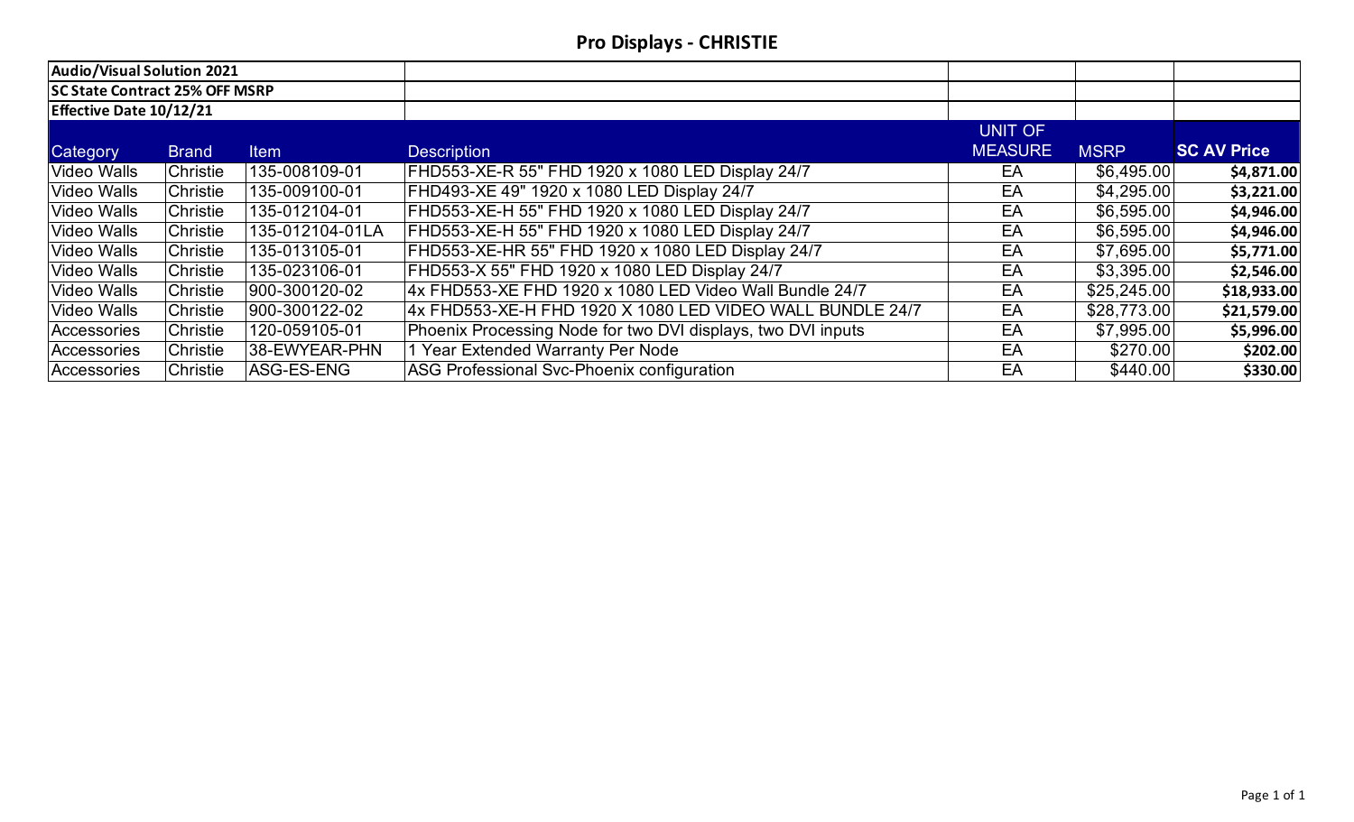# Pro Displays - CHRISTIE

| | | | | | | |
|---|---|---|---|---|---|---|
| **Audio/Visual Solution 2021** | | | | | | |
| **SC State Contract 25% OFF MSRP** | | | | | | |
| **Effective Date 10/12/21** | | | | | | |
| Category | Brand | Item | Description | UNIT OF MEASURE | MSRP | SC AV Price |
| Video Walls | Christie | 135-008109-01 | FHD553-XE-R 55" FHD 1920 x 1080 LED Display 24/7 | EA | $6,495.00 | **$4,871.00** |
| Video Walls | Christie | 135-009100-01 | FHD493-XE 49" 1920 x 1080 LED Display 24/7 | EA | $4,295.00 | **$3,221.00** |
| Video Walls | Christie | 135-012104-01 | FHD553-XE-H 55" FHD 1920 x 1080 LED Display 24/7 | EA | $6,595.00 | **$4,946.00** |
| Video Walls | Christie | 135-012104-01LA | FHD553-XE-H 55" FHD 1920 x 1080 LED Display 24/7 | EA | $6,595.00 | **$4,946.00** |
| Video Walls | Christie | 135-013105-01 | FHD553-XE-HR 55" FHD 1920 x 1080 LED Display 24/7 | EA | $7,695.00 | **$5,771.00** |
| Video Walls | Christie | 135-023106-01 | FHD553-X 55" FHD 1920 x 1080 LED Display 24/7 | EA | $3,395.00 | **$2,546.00** |
| Video Walls | Christie | 900-300120-02 | 4x FHD553-XE FHD 1920 x 1080 LED Video Wall Bundle 24/7 | EA | $25,245.00 | **$18,933.00** |
| Video Walls | Christie | 900-300122-02 | 4x FHD553-XE-H FHD 1920 X 1080 LED VIDEO WALL BUNDLE 24/7 | EA | $28,773.00 | **$21,579.00** |
| Accessories | Christie | 120-059105-01 | Phoenix Processing Node for two DVI displays, two DVI inputs | EA | $7,995.00 | **$5,996.00** |
| Accessories | Christie | 38-EWYEAR-PHN | 1 Year Extended Warranty Per Node | EA | $270.00 | **$202.00** |
| Accessories | Christie | ASG-ES-ENG | ASG Professional Svc-Phoenix configuration | EA | $440.00 | **$330.00** |